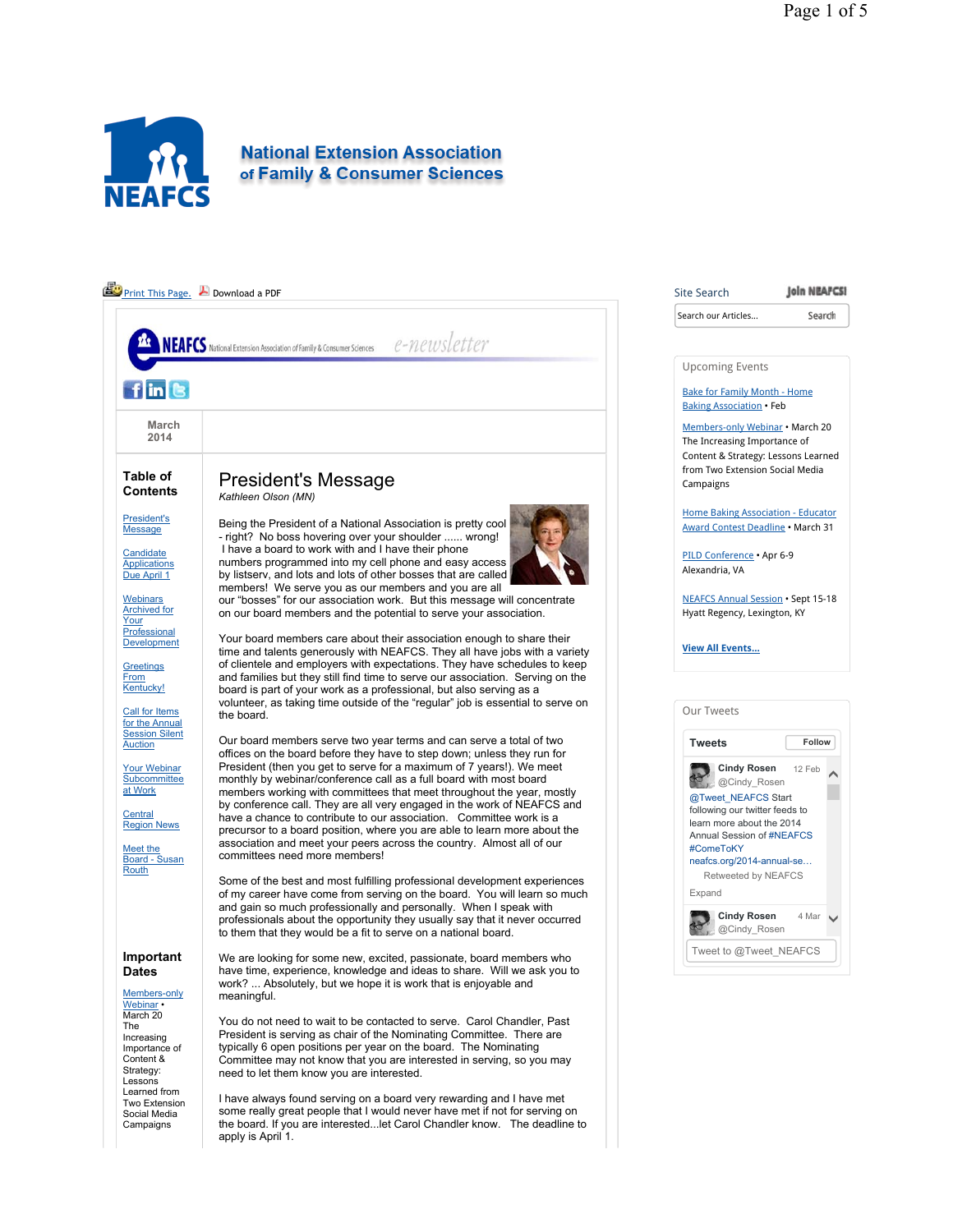# National Extension Association of Family & Consumer Sciences

Print This Page. Download a PDF

NEAFCS National Extension Association of Family & Consumer Sciences e-newsletter

March 2014

## Table of Contents

- President's Message
- Candidate Applications Due April 1
- Webinars Archived for Your Professional Development
- Greetings From Kentucky!
- Call for Items for the Annual Session Silent Auction
- Your Webinar Subcommittee at Work
- Central Region News
- Meet the Board - Susan Routh

## Important Dates

Members-only Webinar • March 20 The Increasing Importance of Content & Strategy: Lessons Learned from Two Extension Social Media Campaigns

# President's Message

*Kathleen Olson (MN)*

Being the President of a National Association is pretty cool - right? No boss hovering over your shoulder ...... wrong! I have a board to work with and I have their phone numbers programmed into my cell phone and easy access by listserv, and lots and lots of other bosses that are called members! We serve you as our members and you are all our "bosses" for our association work. But this message will concentrate on our board members and the potential to serve your association.

Your board members care about their association enough to share their time and talents generously with NEAFCS. They all have jobs with a variety of clientele and employers with expectations. They have schedules to keep and families but they still find time to serve our association. Serving on the board is part of your work as a professional, but also serving as a volunteer, as taking time outside of the "regular" job is essential to serve on the board.

Our board members serve two year terms and can serve a total of two offices on the board before they have to step down; unless they run for President (then you get to serve for a maximum of 7 years!). We meet monthly by webinar/conference call as a full board with most board members working with committees that meet throughout the year, mostly by conference call. They are all very engaged in the work of NEAFCS and have a chance to contribute to our association. Committee work is a precursor to a board position, where you are able to learn more about the association and meet your peers across the country. Almost all of our committees need more members!

Some of the best and most fulfilling professional development experiences of my career have come from serving on the board. You will learn so much and gain so much professionally and personally. When I speak with professionals about the opportunity they usually say that it never occurred to them that they would be a fit to serve on a national board.

We are looking for some new, excited, passionate, board members who have time, experience, knowledge and ideas to share. Will we ask you to work? ... Absolutely, but we hope it is work that is enjoyable and meaningful.

You do not need to wait to be contacted to serve. Carol Chandler, Past President is serving as chair of the Nominating Committee. There are typically 6 open positions per year on the board. The Nominating Committee may not know that you are interested in serving, so you may need to let them know you are interested.

I have always found serving on a board very rewarding and I have met some really great people that I would never have met if not for serving on the board. If you are interested...let Carol Chandler know. The deadline to apply is April 1.

---

Site Search | Join NEAFCS!

Search our Articles... Search

## Upcoming Events

Bake for Family Month - Home Baking Association • Feb

Members-only Webinar • March 20 The Increasing Importance of Content & Strategy: Lessons Learned from Two Extension Social Media Campaigns

Home Baking Association - Educator Award Contest Deadline • March 31

PILD Conference • Apr 6-9 Alexandria, VA

NEAFCS Annual Session • Sept 15-18 Hyatt Regency, Lexington, KY

View All Events...

## Our Tweets

Tweets Follow

Cindy Rosen @Cindy_Rosen 12 Feb
@Tweet_NEAFCS Start following our twitter feeds to learn more about the 2014 Annual Session of #NEAFCS #ComeToKY neafcs.org/2014-annual-se...
Retweeted by NEAFCS
Expand

Cindy Rosen @Cindy_Rosen 4 Mar

Tweet to @Tweet_NEAFCS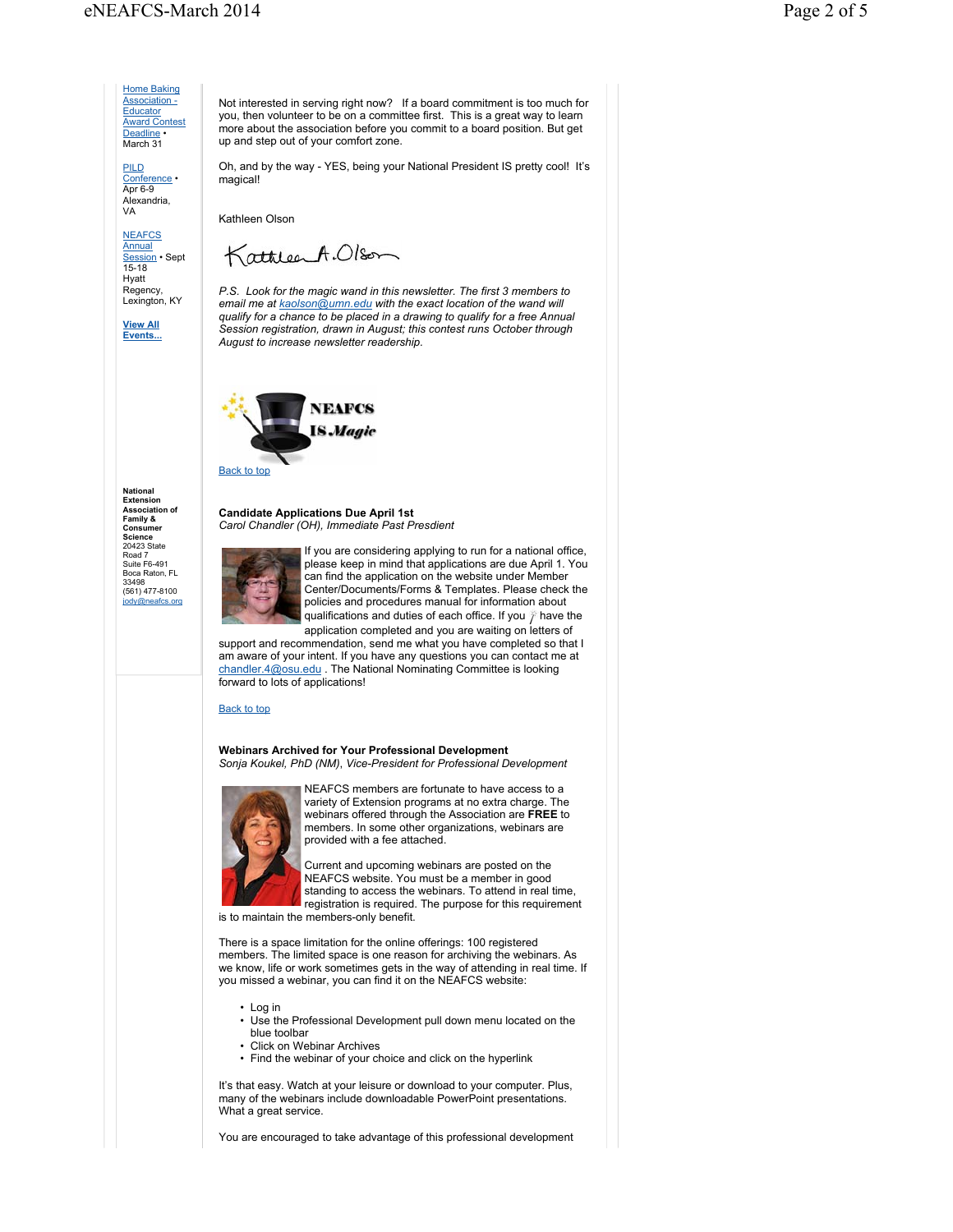[Home Baking Association - Educator Award Contest Deadline] • March 31

[PILD Conference] • Apr 6-9 Alexandria, VA

[NEAFCS Annual Session] • Sept 15-18 Hyatt Regency, Lexington, KY

**[View All Events...]**

**National Extension Association of Family & Consumer Science**
20423 State Road 7
Suite F6-491
Boca Raton, FL 33498
(561) 477-8100
jody@neafcs.org

Not interested in serving right now? If a board commitment is too much for you, then volunteer to be on a committee first. This is a great way to learn more about the association before you commit to a board position. But get up and step out of your comfort zone.

Oh, and by the way - YES, being your National President IS pretty cool! It's magical!

Kathleen Olson

*P.S. Look for the magic wand in this newsletter. The first 3 members to email me at kaolson@umn.edu with the exact location of the wand will qualify for a chance to be placed in a drawing to qualify for a free Annual Session registration, drawn in August; this contest runs October through August to increase newsletter readership.*

Back to top

**Candidate Applications Due April 1st**
*Carol Chandler (OH), Immediate Past Presdient*

If you are considering applying to run for a national office, please keep in mind that applications are due April 1. You can find the application on the website under Member Center/Documents/Forms & Templates. Please check the policies and procedures manual for information about qualifications and duties of each office. If you have the application completed and you are waiting on letters of support and recommendation, send me what you have completed so that I am aware of your intent. If you have any questions you can contact me at chandler.4@osu.edu . The National Nominating Committee is looking forward to lots of applications!

Back to top

**Webinars Archived for Your Professional Development**
*Sonja Koukel, PhD (NM), Vice-President for Professional Development*

NEAFCS members are fortunate to have access to a variety of Extension programs at no extra charge. The webinars offered through the Association are **FREE** to members. In some other organizations, webinars are provided with a fee attached.

Current and upcoming webinars are posted on the NEAFCS website. You must be a member in good standing to access the webinars. To attend in real time, registration is required. The purpose for this requirement is to maintain the members-only benefit.

There is a space limitation for the online offerings: 100 registered members. The limited space is one reason for archiving the webinars. As we know, life or work sometimes gets in the way of attending in real time. If you missed a webinar, you can find it on the NEAFCS website:

- Log in
- Use the Professional Development pull down menu located on the blue toolbar
- Click on Webinar Archives
- Find the webinar of your choice and click on the hyperlink

It's that easy. Watch at your leisure or download to your computer. Plus, many of the webinars include downloadable PowerPoint presentations. What a great service.

You are encouraged to take advantage of this professional development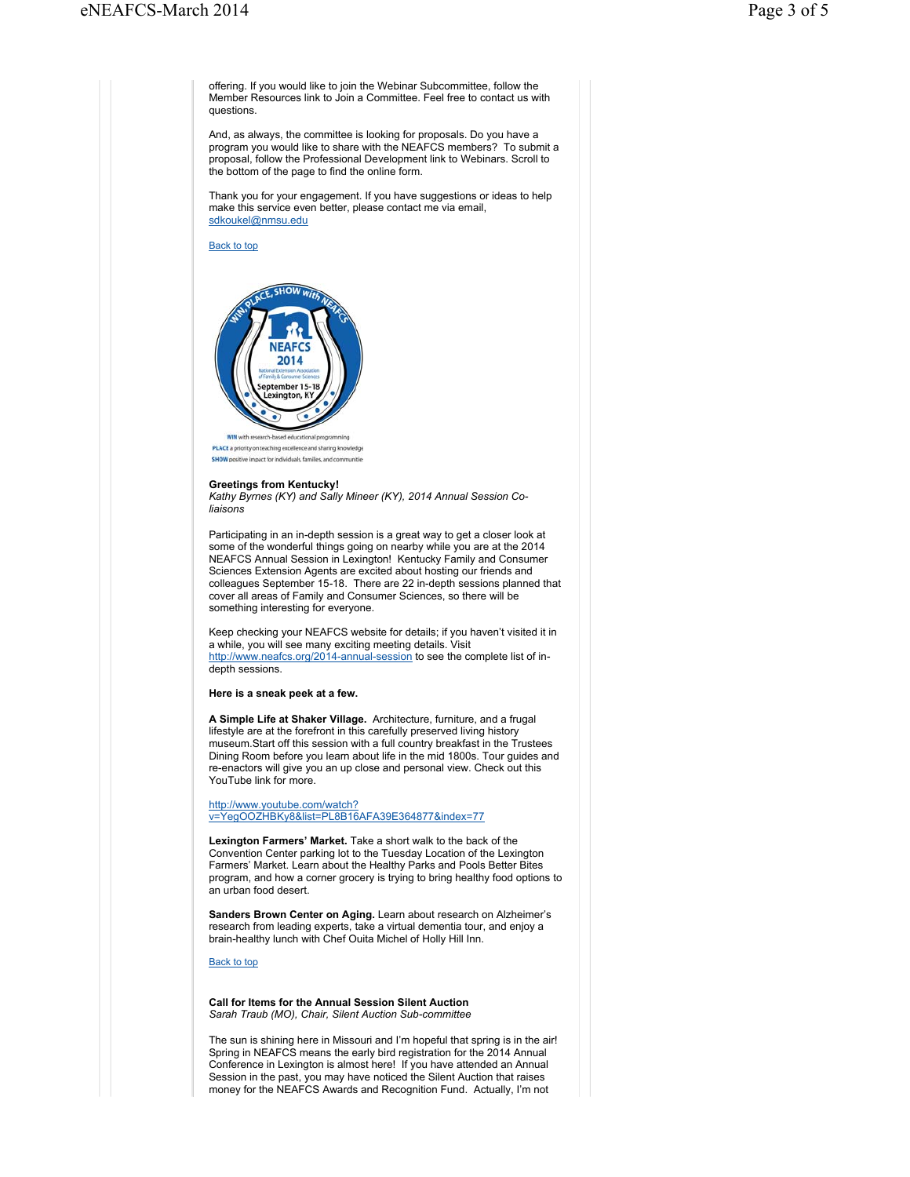offering. If you would like to join the Webinar Subcommittee, follow the Member Resources link to Join a Committee. Feel free to contact us with questions.

And, as always, the committee is looking for proposals. Do you have a program you would like to share with the NEAFCS members? To submit a proposal, follow the Professional Development link to Webinars. Scroll to the bottom of the page to find the online form.

Thank you for your engagement. If you have suggestions or ideas to help make this service even better, please contact me via email, sdkoukel@nmsu.edu

Back to top

WIN with research-based educational programming
PLACE a priority on teaching excellence and sharing knowledge
SHOW positive impact for individuals, families, and communities

**Greetings from Kentucky!**
*Kathy Byrnes (KY) and Sally Mineer (KY), 2014 Annual Session Co-liaisons*

Participating in an in-depth session is a great way to get a closer look at some of the wonderful things going on nearby while you are at the 2014 NEAFCS Annual Session in Lexington! Kentucky Family and Consumer Sciences Extension Agents are excited about hosting our friends and colleagues September 15-18. There are 22 in-depth sessions planned that cover all areas of Family and Consumer Sciences, so there will be something interesting for everyone.

Keep checking your NEAFCS website for details; if you haven't visited it in a while, you will see many exciting meeting details. Visit http://www.neafcs.org/2014-annual-session to see the complete list of in-depth sessions.

**Here is a sneak peek at a few.**

**A Simple Life at Shaker Village.** Architecture, furniture, and a frugal lifestyle are at the forefront in this carefully preserved living history museum.Start off this session with a full country breakfast in the Trustees Dining Room before you learn about life in the mid 1800s. Tour guides and re-enactors will give you an up close and personal view. Check out this YouTube link for more.

http://www.youtube.com/watch?v=YegOOZHBKy8&list=PL8B16AFA39E364877&index=77

**Lexington Farmers' Market.** Take a short walk to the back of the Convention Center parking lot to the Tuesday Location of the Lexington Farmers' Market. Learn about the Healthy Parks and Pools Better Bites program, and how a corner grocery is trying to bring healthy food options to an urban food desert.

**Sanders Brown Center on Aging.** Learn about research on Alzheimer's research from leading experts, take a virtual dementia tour, and enjoy a brain-healthy lunch with Chef Ouita Michel of Holly Hill Inn.

Back to top

**Call for Items for the Annual Session Silent Auction**
*Sarah Traub (MO), Chair, Silent Auction Sub-committee*

The sun is shining here in Missouri and I'm hopeful that spring is in the air! Spring in NEAFCS means the early bird registration for the 2014 Annual Conference in Lexington is almost here! If you have attended an Annual Session in the past, you may have noticed the Silent Auction that raises money for the NEAFCS Awards and Recognition Fund. Actually, I'm not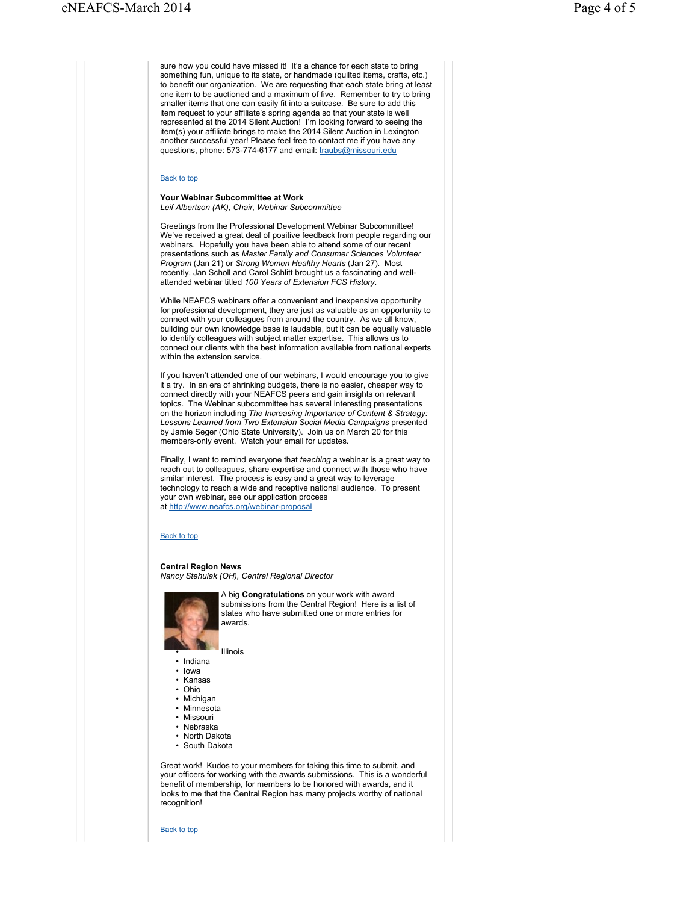sure how you could have missed it! It's a chance for each state to bring something fun, unique to its state, or handmade (quilted items, crafts, etc.) to benefit our organization. We are requesting that each state bring at least one item to be auctioned and a maximum of five. Remember to try to bring smaller items that one can easily fit into a suitcase. Be sure to add this item request to your affiliate's spring agenda so that your state is well represented at the 2014 Silent Auction! I'm looking forward to seeing the item(s) your affiliate brings to make the 2014 Silent Auction in Lexington another successful year! Please feel free to contact me if you have any questions, phone: 573-774-6177 and email: traubs@missouri.edu

Back to top

**Your Webinar Subcommittee at Work**
*Leif Albertson (AK), Chair, Webinar Subcommittee*

Greetings from the Professional Development Webinar Subcommittee! We've received a great deal of positive feedback from people regarding our webinars. Hopefully you have been able to attend some of our recent presentations such as *Master Family and Consumer Sciences Volunteer Program* (Jan 21) or *Strong Women Healthy Hearts* (Jan 27). Most recently, Jan Scholl and Carol Schlitt brought us a fascinating and well-attended webinar titled *100 Years of Extension FCS History*.

While NEAFCS webinars offer a convenient and inexpensive opportunity for professional development, they are just as valuable as an opportunity to connect with your colleagues from around the country. As we all know, building our own knowledge base is laudable, but it can be equally valuable to identify colleagues with subject matter expertise. This allows us to connect our clients with the best information available from national experts within the extension service.

If you haven't attended one of our webinars, I would encourage you to give it a try. In an era of shrinking budgets, there is no easier, cheaper way to connect directly with your NEAFCS peers and gain insights on relevant topics. The Webinar subcommittee has several interesting presentations on the horizon including *The Increasing Importance of Content & Strategy: Lessons Learned from Two Extension Social Media Campaigns* presented by Jamie Seger (Ohio State University). Join us on March 20 for this members-only event. Watch your email for updates.

Finally, I want to remind everyone that *teaching* a webinar is a great way to reach out to colleagues, share expertise and connect with those who have similar interest. The process is easy and a great way to leverage technology to reach a wide and receptive national audience. To present your own webinar, see our application process at http://www.neafcs.org/webinar-proposal

Back to top

**Central Region News**
*Nancy Stehulak (OH), Central Regional Director*

A big **Congratulations** on your work with award submissions from the Central Region! Here is a list of states who have submitted one or more entries for awards.

- Illinois
- Indiana
- Iowa
- Kansas
- Ohio
- Michigan
- Minnesota
- Missouri
- Nebraska
- North Dakota
- South Dakota

Great work! Kudos to your members for taking this time to submit, and your officers for working with the awards submissions. This is a wonderful benefit of membership, for members to be honored with awards, and it looks to me that the Central Region has many projects worthy of national recognition!

Back to top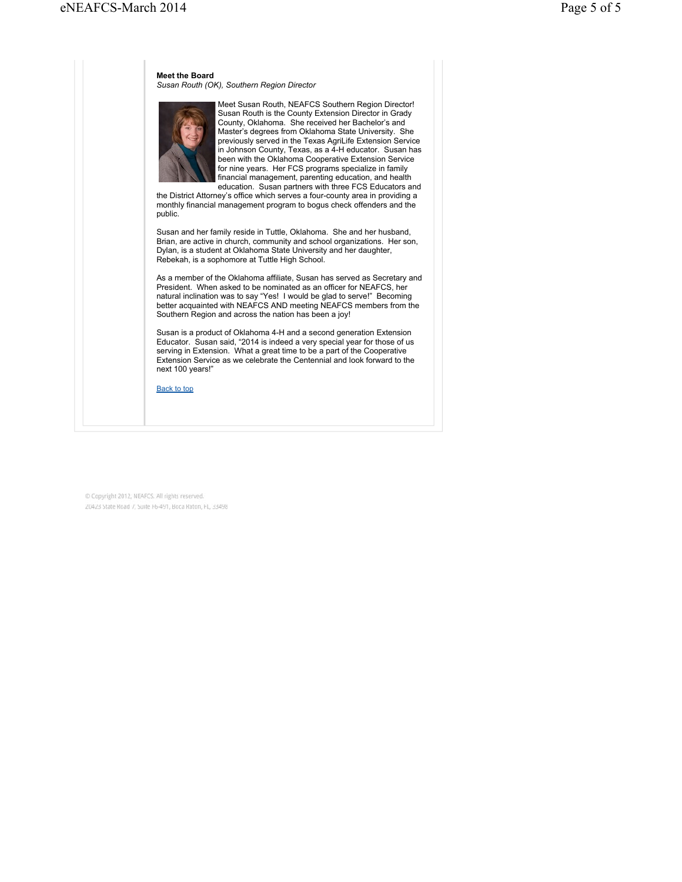**Meet the Board**

*Susan Routh (OK), Southern Region Director*

Meet Susan Routh, NEAFCS Southern Region Director! Susan Routh is the County Extension Director in Grady County, Oklahoma. She received her Bachelor's and Master's degrees from Oklahoma State University. She previously served in the Texas AgriLife Extension Service in Johnson County, Texas, as a 4-H educator. Susan has been with the Oklahoma Cooperative Extension Service for nine years. Her FCS programs specialize in family financial management, parenting education, and health education. Susan partners with three FCS Educators and the District Attorney's office which serves a four-county area in providing a monthly financial management program to bogus check offenders and the public.

Susan and her family reside in Tuttle, Oklahoma. She and her husband, Brian, are active in church, community and school organizations. Her son, Dylan, is a student at Oklahoma State University and her daughter, Rebekah, is a sophomore at Tuttle High School.

As a member of the Oklahoma affiliate, Susan has served as Secretary and President. When asked to be nominated as an officer for NEAFCS, her natural inclination was to say "Yes! I would be glad to serve!" Becoming better acquainted with NEAFCS AND meeting NEAFCS members from the Southern Region and across the nation has been a joy!

Susan is a product of Oklahoma 4-H and a second generation Extension Educator. Susan said, "2014 is indeed a very special year for those of us serving in Extension. What a great time to be a part of the Cooperative Extension Service as we celebrate the Centennial and look forward to the next 100 years!"

Back to top

© Copyright 2012, NEAFCS. All rights reserved.
20423 State Road 7, Suite F6-491, Boca Raton, FL 33498